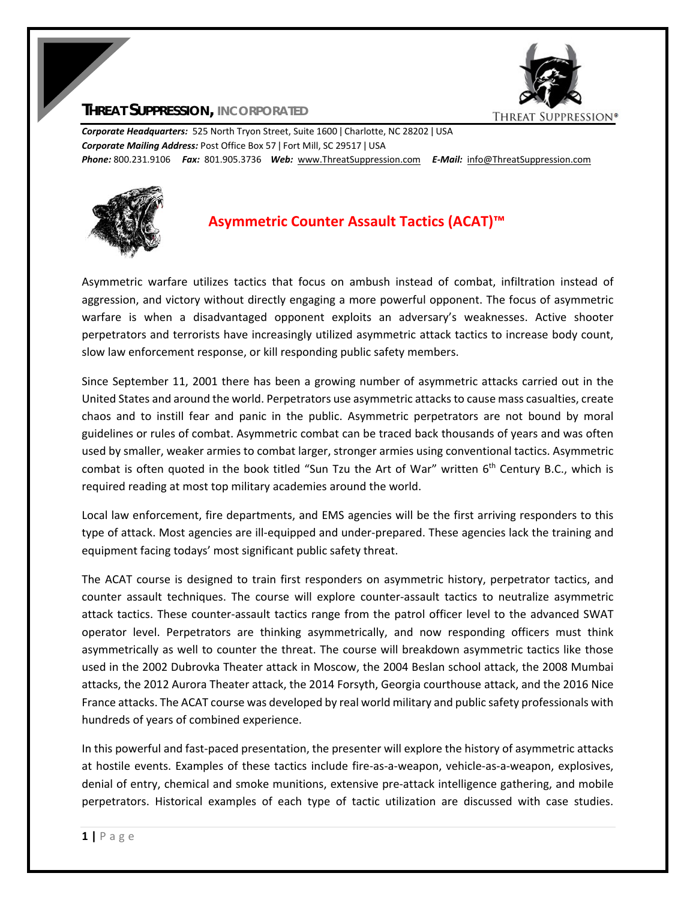# THREAT SUPPRESSION, INCORPORATED

***Corporate Headquarters:*** 525 North Tryon Street, Suite 1600 | Charlotte, NC 28202 | USA
***Corporate Mailing Address:*** Post Office Box 57 | Fort Mill, SC 29517 | USA
***Phone:*** 800.231.9106 ***Fax:*** 801.905.3736 ***Web:*** www.ThreatSuppression.com ***E-Mail:*** info@ThreatSuppression.com

## Asymmetric Counter Assault Tactics (ACAT)™

Asymmetric warfare utilizes tactics that focus on ambush instead of combat, infiltration instead of aggression, and victory without directly engaging a more powerful opponent. The focus of asymmetric warfare is when a disadvantaged opponent exploits an adversary's weaknesses. Active shooter perpetrators and terrorists have increasingly utilized asymmetric attack tactics to increase body count, slow law enforcement response, or kill responding public safety members.

Since September 11, 2001 there has been a growing number of asymmetric attacks carried out in the United States and around the world. Perpetrators use asymmetric attacks to cause mass casualties, create chaos and to instill fear and panic in the public. Asymmetric perpetrators are not bound by moral guidelines or rules of combat. Asymmetric combat can be traced back thousands of years and was often used by smaller, weaker armies to combat larger, stronger armies using conventional tactics. Asymmetric combat is often quoted in the book titled "Sun Tzu the Art of War" written 6th Century B.C., which is required reading at most top military academies around the world.

Local law enforcement, fire departments, and EMS agencies will be the first arriving responders to this type of attack. Most agencies are ill-equipped and under-prepared. These agencies lack the training and equipment facing todays' most significant public safety threat.

The ACAT course is designed to train first responders on asymmetric history, perpetrator tactics, and counter assault techniques. The course will explore counter-assault tactics to neutralize asymmetric attack tactics. These counter-assault tactics range from the patrol officer level to the advanced SWAT operator level. Perpetrators are thinking asymmetrically, and now responding officers must think asymmetrically as well to counter the threat. The course will breakdown asymmetric tactics like those used in the 2002 Dubrovka Theater attack in Moscow, the 2004 Beslan school attack, the 2008 Mumbai attacks, the 2012 Aurora Theater attack, the 2014 Forsyth, Georgia courthouse attack, and the 2016 Nice France attacks. The ACAT course was developed by real world military and public safety professionals with hundreds of years of combined experience.

In this powerful and fast-paced presentation, the presenter will explore the history of asymmetric attacks at hostile events. Examples of these tactics include fire-as-a-weapon, vehicle-as-a-weapon, explosives, denial of entry, chemical and smoke munitions, extensive pre-attack intelligence gathering, and mobile perpetrators. Historical examples of each type of tactic utilization are discussed with case studies.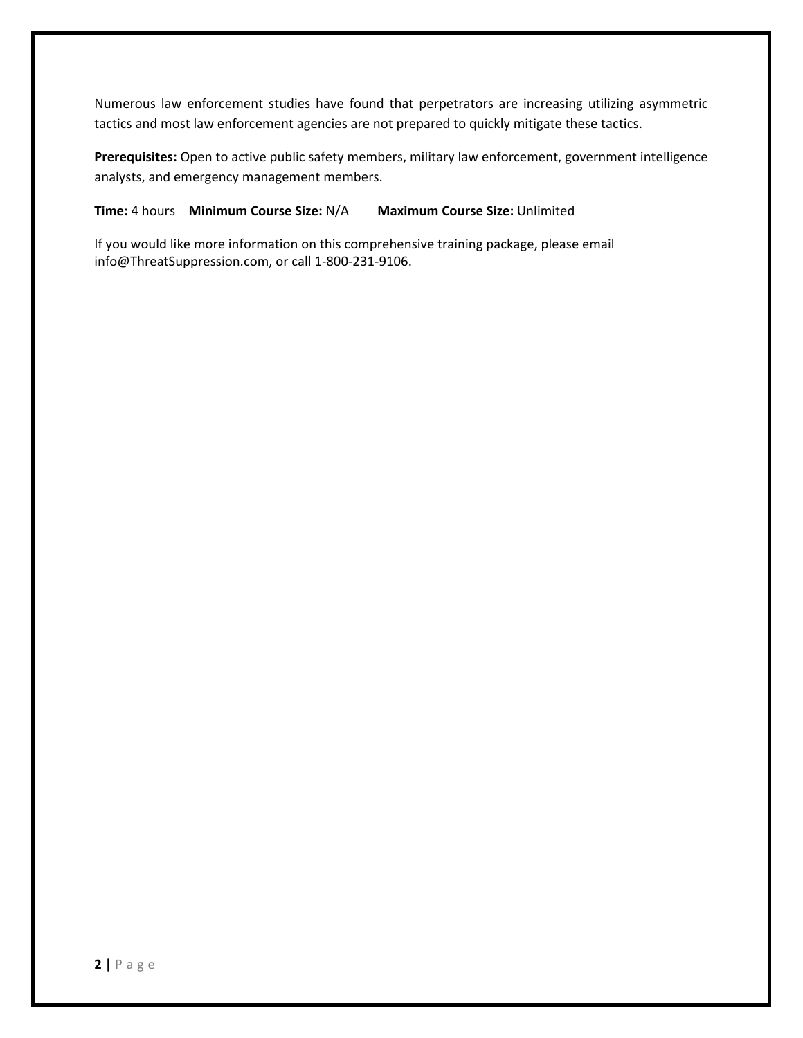Numerous law enforcement studies have found that perpetrators are increasing utilizing asymmetric tactics and most law enforcement agencies are not prepared to quickly mitigate these tactics.

**Prerequisites:** Open to active public safety members, military law enforcement, government intelligence analysts, and emergency management members.

**Time:** 4 hours **Minimum Course Size:** N/A **Maximum Course Size:** Unlimited

If you would like more information on this comprehensive training package, please email info@ThreatSuppression.com, or call 1-800-231-9106.